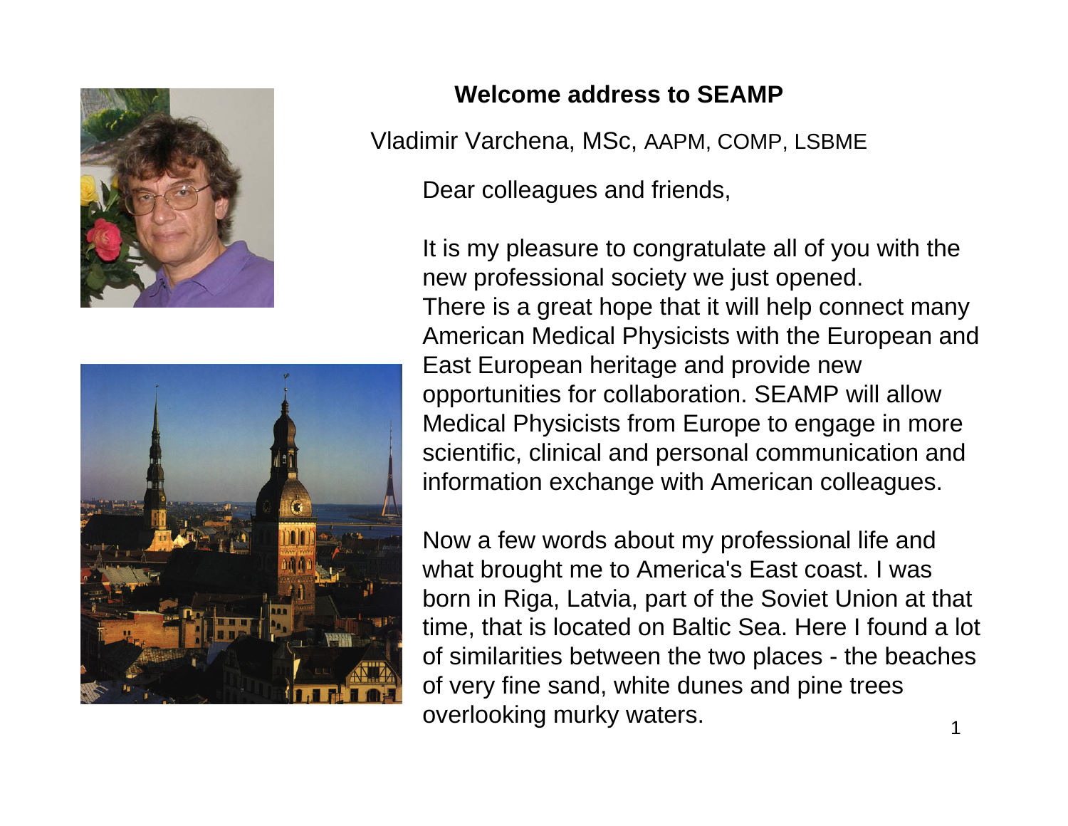# Welcome address to SEAMP

Vladimir Varchena, MSc, AAPM, COMP, LSBME

Dear colleagues and friends,

It is my pleasure to congratulate all of you with the new professional society we just opened. There is a great hope that it will help connect many American Medical Physicists with the European and East European heritage and provide new opportunities for collaboration. SEAMP will allow Medical Physicists from Europe to engage in more scientific, clinical and personal communication and information exchange with American colleagues.

Now a few words about my professional life and what brought me to America's East coast. I was born in Riga, Latvia, part of the Soviet Union at that time, that is located on Baltic Sea. Here I found a lot of similarities between the two places - the beaches of very fine sand, white dunes and pine trees overlooking murky waters.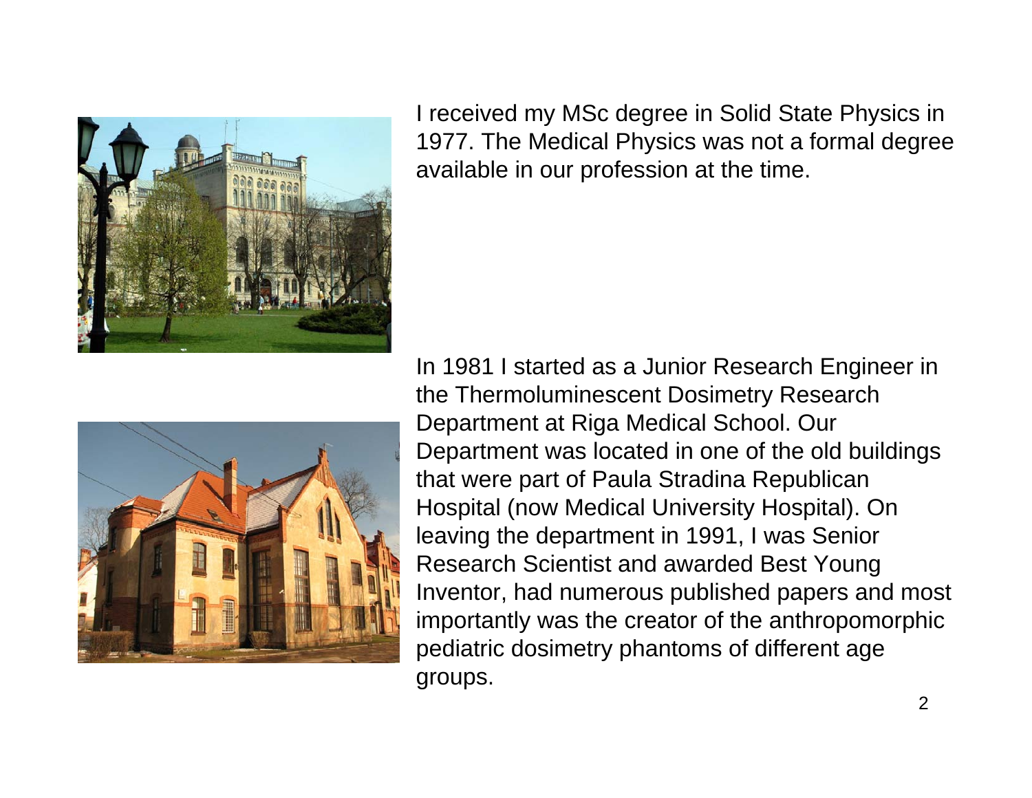I received my MSc degree in Solid State Physics in 1977. The Medical Physics was not a formal degree available in our profession at the time.

In 1981 I started as a Junior Research Engineer in the Thermoluminescent Dosimetry Research Department at Riga Medical School. Our Department was located in one of the old buildings that were part of Paula Stradina Republican Hospital (now Medical University Hospital). On leaving the department in 1991, I was Senior Research Scientist and awarded Best Young Inventor, had numerous published papers and most importantly was the creator of the anthropomorphic pediatric dosimetry phantoms of different age groups.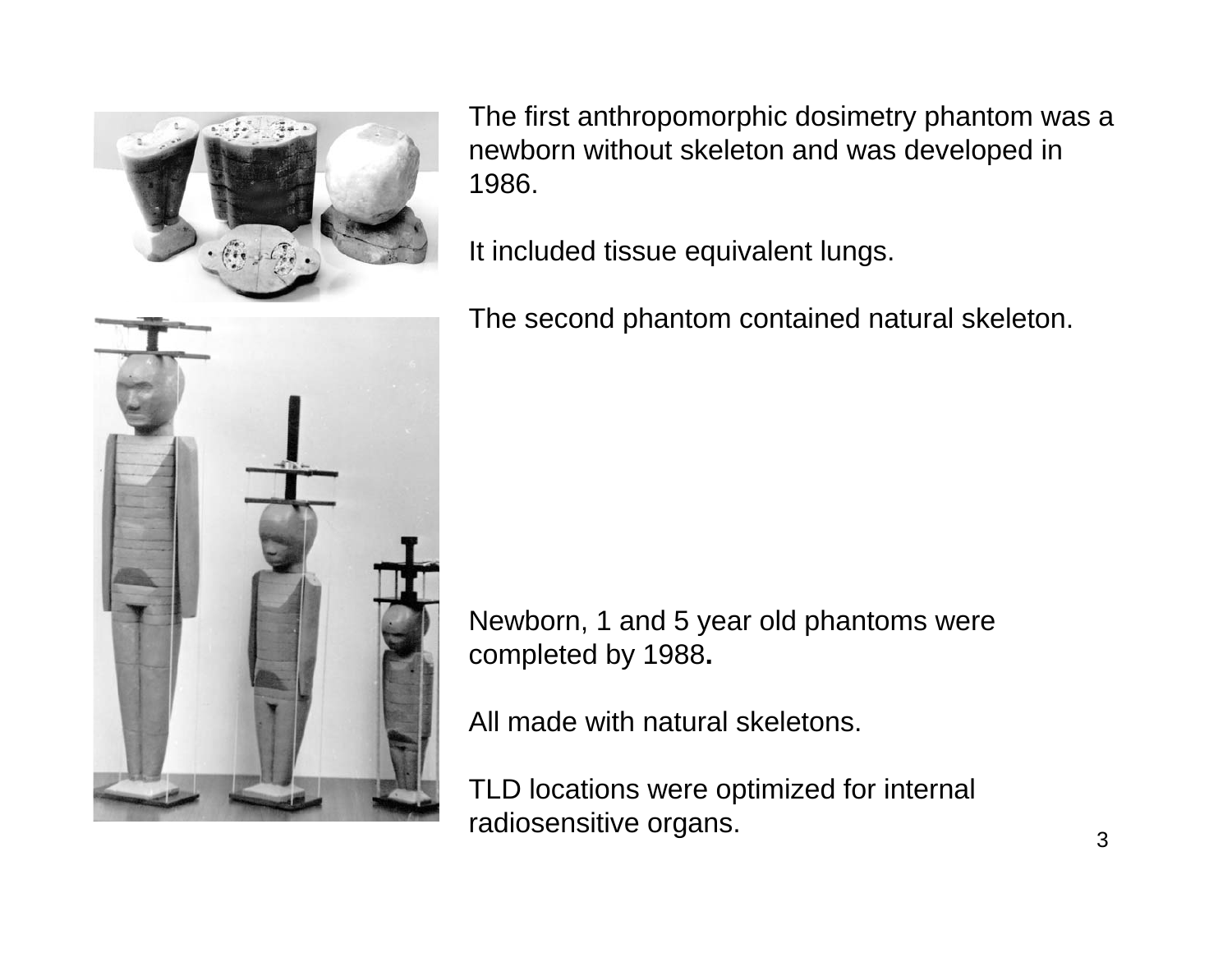The first anthropomorphic dosimetry phantom was a newborn without skeleton and was developed in 1986.

It included tissue equivalent lungs.

The second phantom contained natural skeleton.

Newborn, 1 and 5 year old phantoms were completed by 1988**.**

All made with natural skeletons.

TLD locations were optimized for internal radiosensitive organs.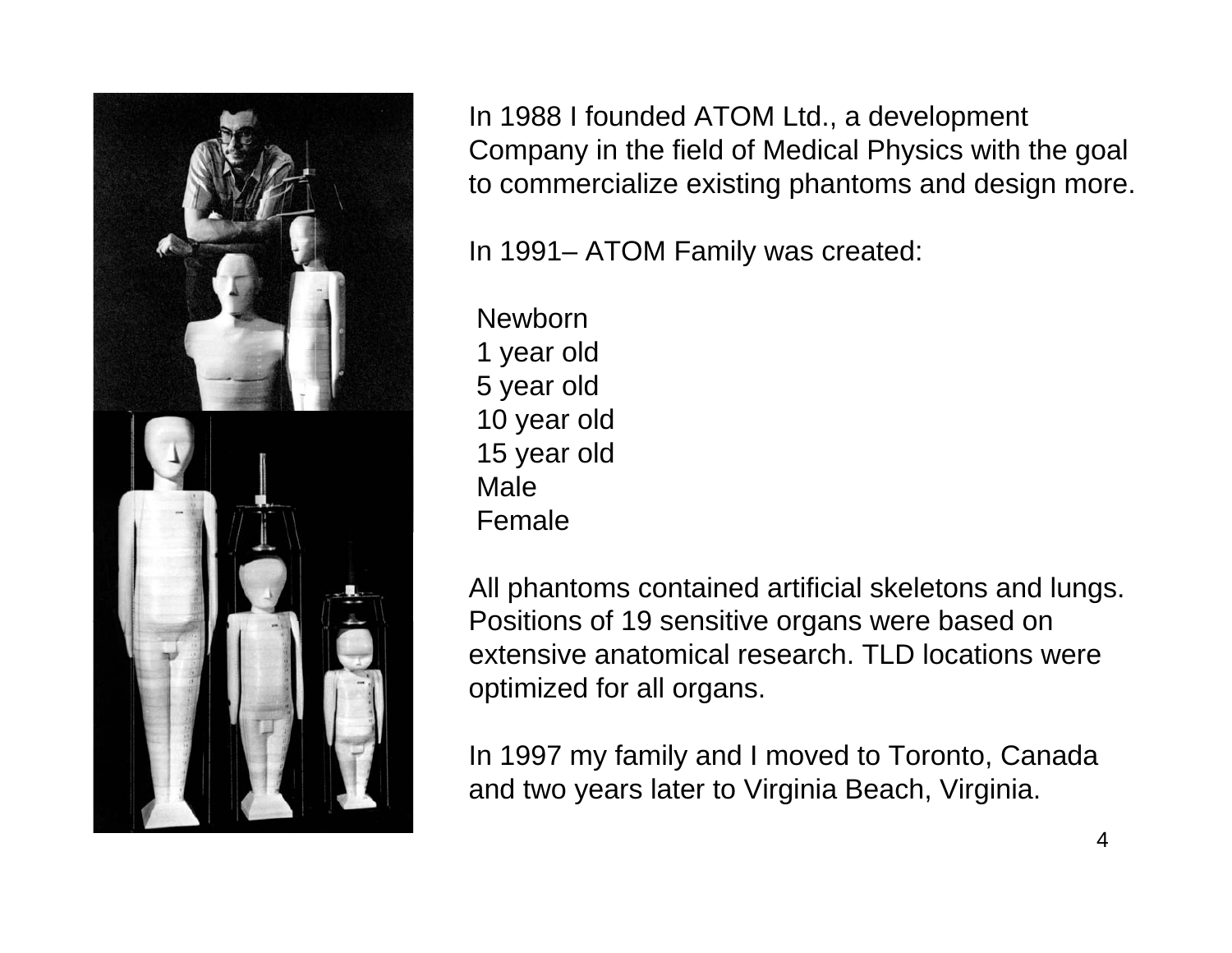In 1988 I founded ATOM Ltd., a development Company in the field of Medical Physics with the goal to commercialize existing phantoms and design more.

In 1991– ATOM Family was created:

Newborn
1 year old
5 year old
10 year old
15 year old
Male
Female

All phantoms contained artificial skeletons and lungs. Positions of 19 sensitive organs were based on extensive anatomical research. TLD locations were optimized for all organs.

In 1997 my family and I moved to Toronto, Canada and two years later to Virginia Beach, Virginia.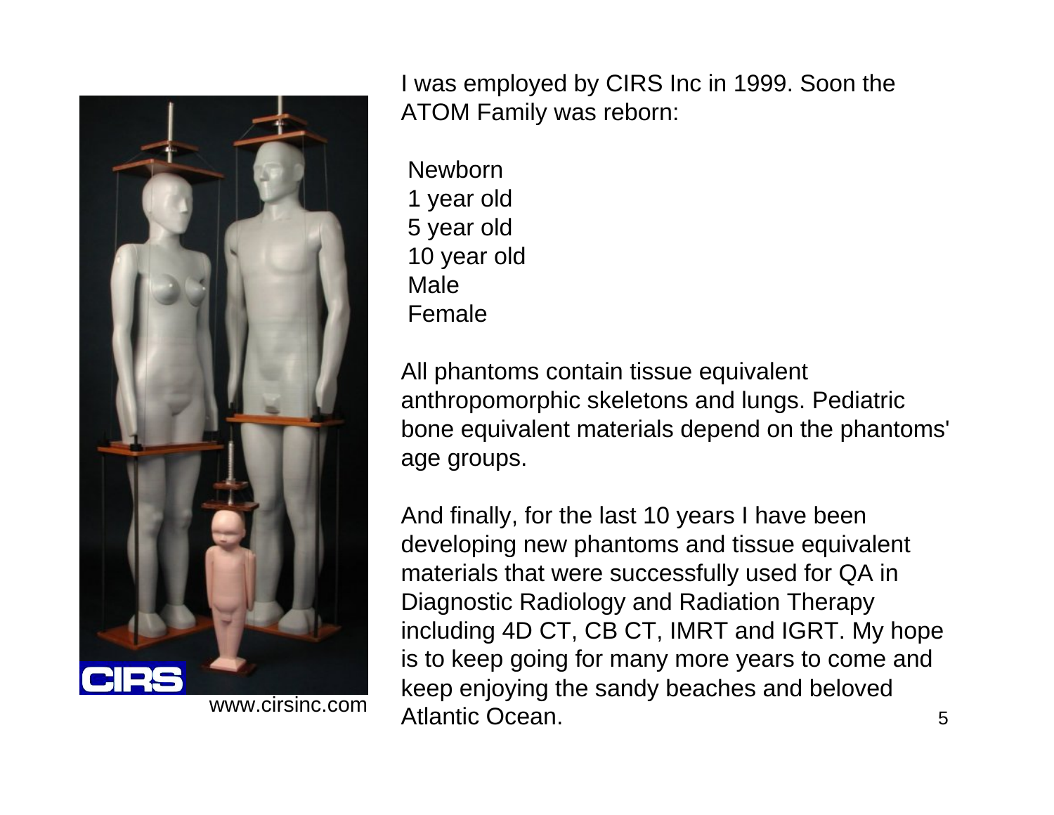I was employed by CIRS Inc in 1999. Soon the ATOM Family was reborn:

- Newborn
- 1 year old
- 5 year old
- 10 year old
- Male
- Female

All phantoms contain tissue equivalent anthropomorphic skeletons and lungs. Pediatric bone equivalent materials depend on the phantoms' age groups.

And finally, for the last 10 years I have been developing new phantoms and tissue equivalent materials that were successfully used for QA in Diagnostic Radiology and Radiation Therapy including 4D CT, CB CT, IMRT and IGRT. My hope is to keep going for many more years to come and keep enjoying the sandy beaches and beloved Atlantic Ocean.

www.cirsinc.com